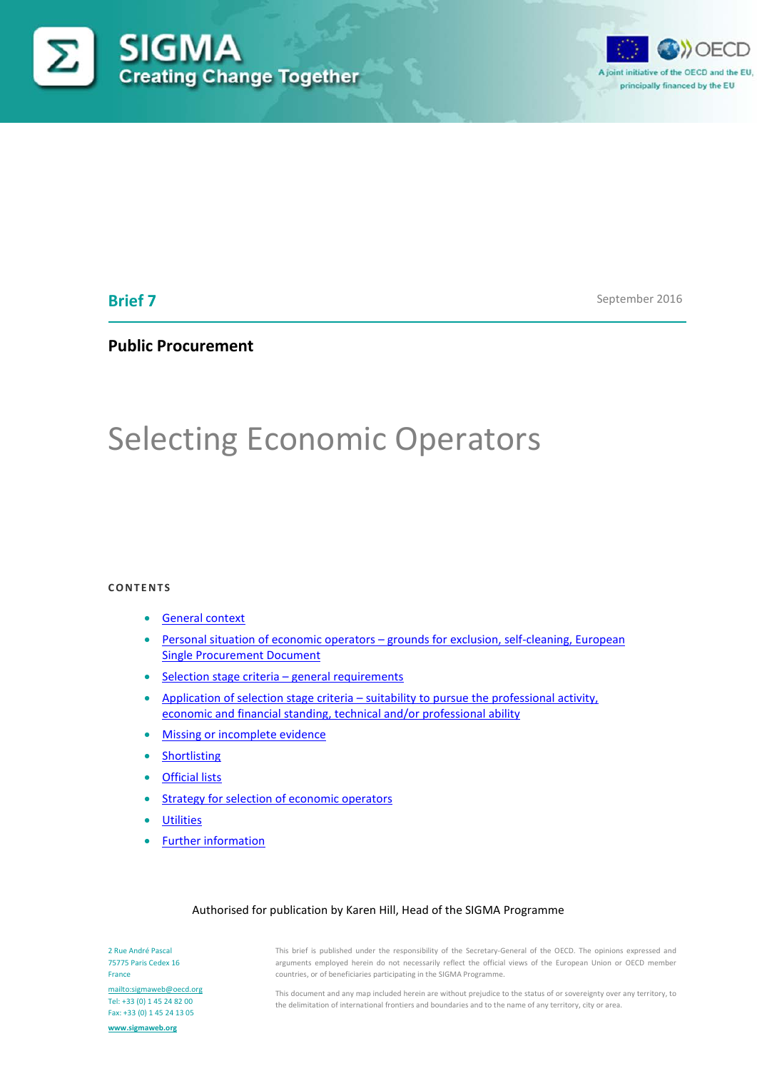SIGMA
Creating Change Together

A joint initiative of the OECD and the EU, principally financed by the EU

**Brief 7**

September 2016

**Public Procurement**

# Selecting Economic Operators

**CONTENTS**

- General context
- Personal situation of economic operators – grounds for exclusion, self-cleaning, European Single Procurement Document
- Selection stage criteria – general requirements
- Application of selection stage criteria – suitability to pursue the professional activity, economic and financial standing, technical and/or professional ability
- Missing or incomplete evidence
- Shortlisting
- Official lists
- Strategy for selection of economic operators
- Utilities
- Further information

Authorised for publication by Karen Hill, Head of the SIGMA Programme

2 Rue André Pascal
75775 Paris Cedex 16
France
mailto:sigmaweb@oecd.org
Tel: +33 (0) 1 45 24 82 00
Fax: +33 (0) 1 45 24 13 05
www.sigmaweb.org

This brief is published under the responsibility of the Secretary-General of the OECD. The opinions expressed and arguments employed herein do not necessarily reflect the official views of the European Union or OECD member countries, or of beneficiaries participating in the SIGMA Programme.

This document and any map included herein are without prejudice to the status of or sovereignty over any territory, to the delimitation of international frontiers and boundaries and to the name of any territory, city or area.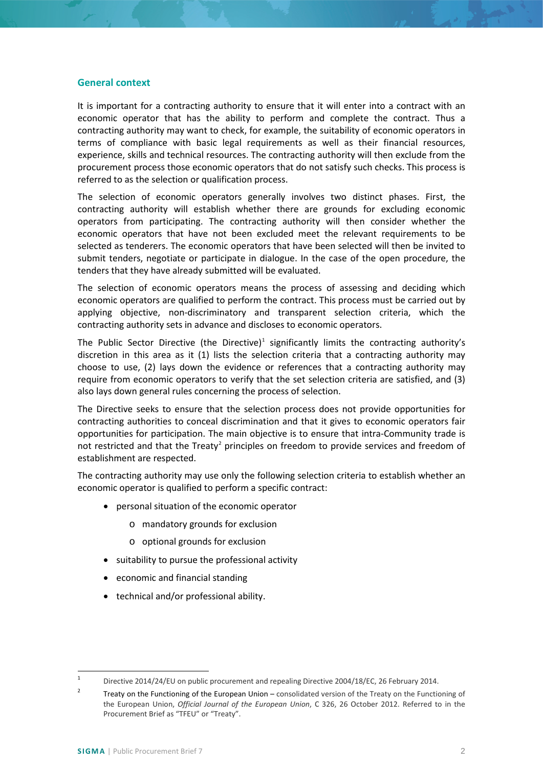## General context

It is important for a contracting authority to ensure that it will enter into a contract with an economic operator that has the ability to perform and complete the contract. Thus a contracting authority may want to check, for example, the suitability of economic operators in terms of compliance with basic legal requirements as well as their financial resources, experience, skills and technical resources. The contracting authority will then exclude from the procurement process those economic operators that do not satisfy such checks. This process is referred to as the selection or qualification process.

The selection of economic operators generally involves two distinct phases. First, the contracting authority will establish whether there are grounds for excluding economic operators from participating. The contracting authority will then consider whether the economic operators that have not been excluded meet the relevant requirements to be selected as tenderers. The economic operators that have been selected will then be invited to submit tenders, negotiate or participate in dialogue. In the case of the open procedure, the tenders that they have already submitted will be evaluated.

The selection of economic operators means the process of assessing and deciding which economic operators are qualified to perform the contract. This process must be carried out by applying objective, non-discriminatory and transparent selection criteria, which the contracting authority sets in advance and discloses to economic operators.

The Public Sector Directive (the Directive)[1] significantly limits the contracting authority's discretion in this area as it (1) lists the selection criteria that a contracting authority may choose to use, (2) lays down the evidence or references that a contracting authority may require from economic operators to verify that the set selection criteria are satisfied, and (3) also lays down general rules concerning the process of selection.

The Directive seeks to ensure that the selection process does not provide opportunities for contracting authorities to conceal discrimination and that it gives to economic operators fair opportunities for participation. The main objective is to ensure that intra-Community trade is not restricted and that the Treaty[2] principles on freedom to provide services and freedom of establishment are respected.

The contracting authority may use only the following selection criteria to establish whether an economic operator is qualified to perform a specific contract:

- personal situation of the economic operator
  - mandatory grounds for exclusion
  - optional grounds for exclusion
- suitability to pursue the professional activity
- economic and financial standing
- technical and/or professional ability.

---

[1] Directive 2014/24/EU on public procurement and repealing Directive 2004/18/EC, 26 February 2014.

[2] Treaty on the Functioning of the European Union – consolidated version of the Treaty on the Functioning of the European Union, *Official Journal of the European Union*, C 326, 26 October 2012. Referred to in the Procurement Brief as "TFEU" or "Treaty".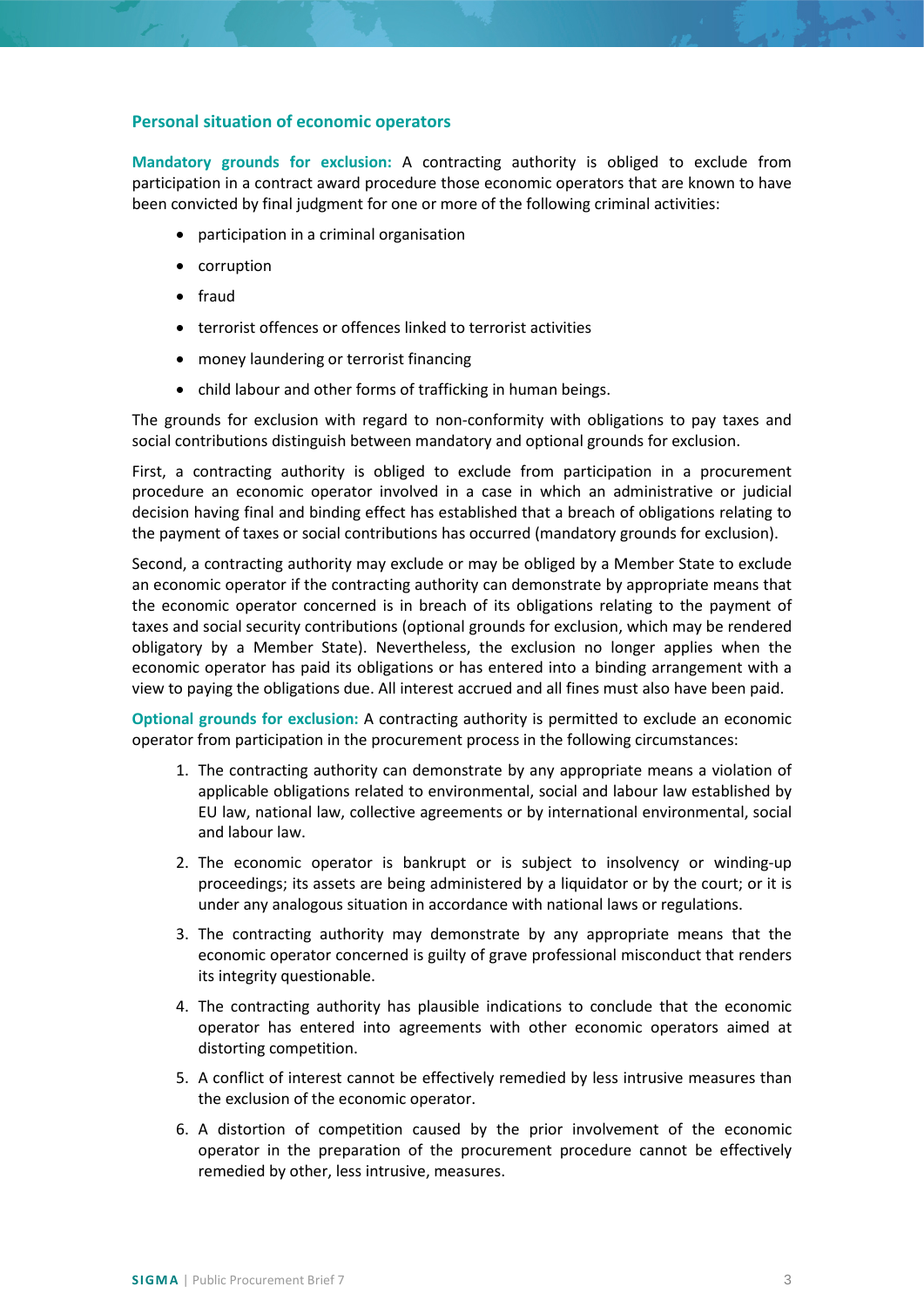### Personal situation of economic operators

**Mandatory grounds for exclusion:** A contracting authority is obliged to exclude from participation in a contract award procedure those economic operators that are known to have been convicted by final judgment for one or more of the following criminal activities:

- participation in a criminal organisation
- corruption
- fraud
- terrorist offences or offences linked to terrorist activities
- money laundering or terrorist financing
- child labour and other forms of trafficking in human beings.

The grounds for exclusion with regard to non-conformity with obligations to pay taxes and social contributions distinguish between mandatory and optional grounds for exclusion.

First, a contracting authority is obliged to exclude from participation in a procurement procedure an economic operator involved in a case in which an administrative or judicial decision having final and binding effect has established that a breach of obligations relating to the payment of taxes or social contributions has occurred (mandatory grounds for exclusion).

Second, a contracting authority may exclude or may be obliged by a Member State to exclude an economic operator if the contracting authority can demonstrate by appropriate means that the economic operator concerned is in breach of its obligations relating to the payment of taxes and social security contributions (optional grounds for exclusion, which may be rendered obligatory by a Member State). Nevertheless, the exclusion no longer applies when the economic operator has paid its obligations or has entered into a binding arrangement with a view to paying the obligations due. All interest accrued and all fines must also have been paid.

**Optional grounds for exclusion:** A contracting authority is permitted to exclude an economic operator from participation in the procurement process in the following circumstances:

1. The contracting authority can demonstrate by any appropriate means a violation of applicable obligations related to environmental, social and labour law established by EU law, national law, collective agreements or by international environmental, social and labour law.
2. The economic operator is bankrupt or is subject to insolvency or winding-up proceedings; its assets are being administered by a liquidator or by the court; or it is under any analogous situation in accordance with national laws or regulations.
3. The contracting authority may demonstrate by any appropriate means that the economic operator concerned is guilty of grave professional misconduct that renders its integrity questionable.
4. The contracting authority has plausible indications to conclude that the economic operator has entered into agreements with other economic operators aimed at distorting competition.
5. A conflict of interest cannot be effectively remedied by less intrusive measures than the exclusion of the economic operator.
6. A distortion of competition caused by the prior involvement of the economic operator in the preparation of the procurement procedure cannot be effectively remedied by other, less intrusive, measures.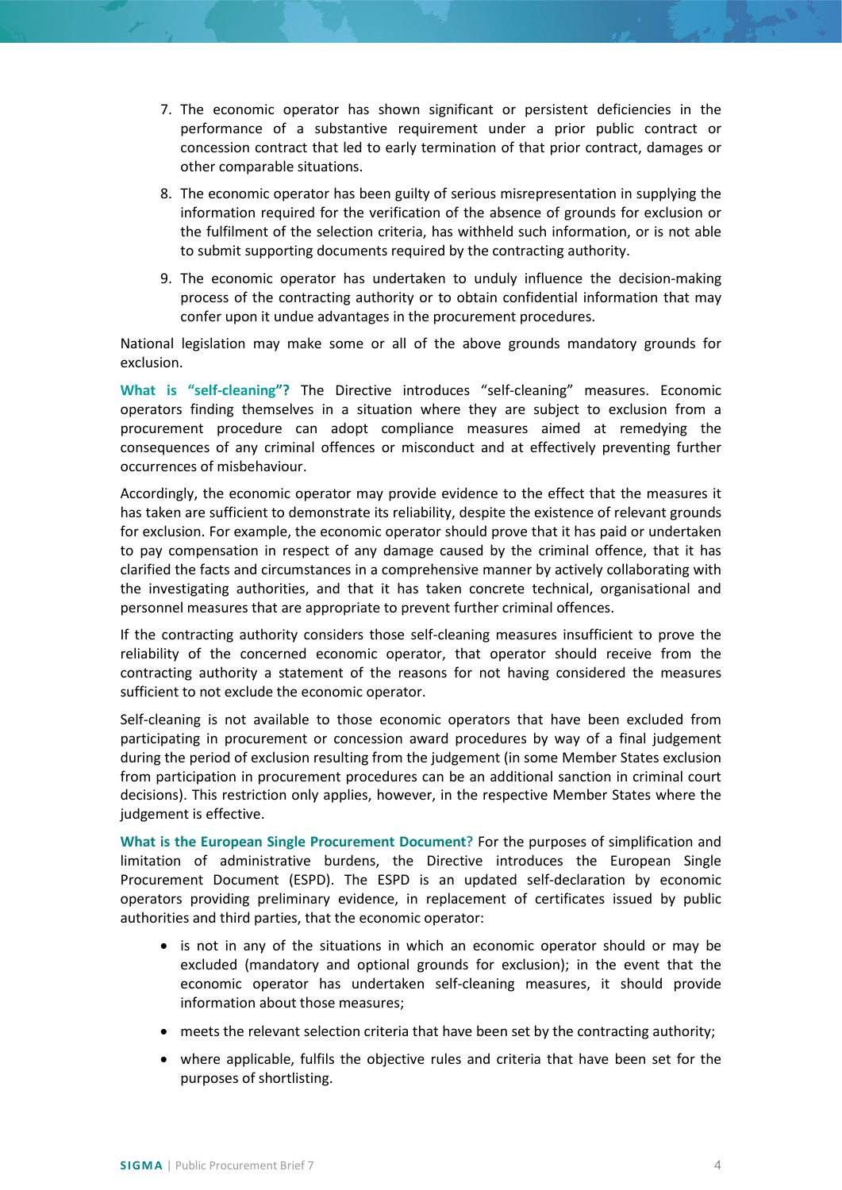7. The economic operator has shown significant or persistent deficiencies in the performance of a substantive requirement under a prior public contract or concession contract that led to early termination of that prior contract, damages or other comparable situations.
8. The economic operator has been guilty of serious misrepresentation in supplying the information required for the verification of the absence of grounds for exclusion or the fulfilment of the selection criteria, has withheld such information, or is not able to submit supporting documents required by the contracting authority.
9. The economic operator has undertaken to unduly influence the decision-making process of the contracting authority or to obtain confidential information that may confer upon it undue advantages in the procurement procedures.

National legislation may make some or all of the above grounds mandatory grounds for exclusion.

**What is "self-cleaning"?** The Directive introduces "self-cleaning" measures. Economic operators finding themselves in a situation where they are subject to exclusion from a procurement procedure can adopt compliance measures aimed at remedying the consequences of any criminal offences or misconduct and at effectively preventing further occurrences of misbehaviour.

Accordingly, the economic operator may provide evidence to the effect that the measures it has taken are sufficient to demonstrate its reliability, despite the existence of relevant grounds for exclusion. For example, the economic operator should prove that it has paid or undertaken to pay compensation in respect of any damage caused by the criminal offence, that it has clarified the facts and circumstances in a comprehensive manner by actively collaborating with the investigating authorities, and that it has taken concrete technical, organisational and personnel measures that are appropriate to prevent further criminal offences.

If the contracting authority considers those self-cleaning measures insufficient to prove the reliability of the concerned economic operator, that operator should receive from the contracting authority a statement of the reasons for not having considered the measures sufficient to not exclude the economic operator.

Self-cleaning is not available to those economic operators that have been excluded from participating in procurement or concession award procedures by way of a final judgement during the period of exclusion resulting from the judgement (in some Member States exclusion from participation in procurement procedures can be an additional sanction in criminal court decisions). This restriction only applies, however, in the respective Member States where the judgement is effective.

**What is the European Single Procurement Document?** For the purposes of simplification and limitation of administrative burdens, the Directive introduces the European Single Procurement Document (ESPD). The ESPD is an updated self-declaration by economic operators providing preliminary evidence, in replacement of certificates issued by public authorities and third parties, that the economic operator:

- is not in any of the situations in which an economic operator should or may be excluded (mandatory and optional grounds for exclusion); in the event that the economic operator has undertaken self-cleaning measures, it should provide information about those measures;
- meets the relevant selection criteria that have been set by the contracting authority;
- where applicable, fulfils the objective rules and criteria that have been set for the purposes of shortlisting.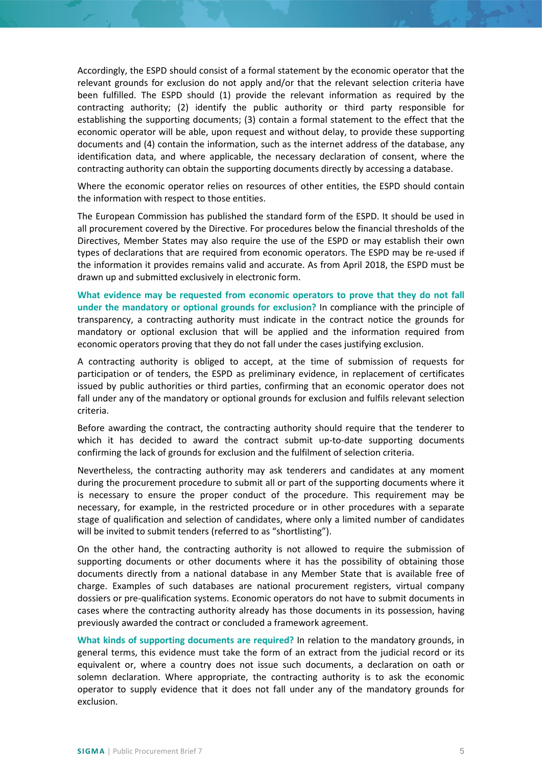Accordingly, the ESPD should consist of a formal statement by the economic operator that the relevant grounds for exclusion do not apply and/or that the relevant selection criteria have been fulfilled. The ESPD should (1) provide the relevant information as required by the contracting authority; (2) identify the public authority or third party responsible for establishing the supporting documents; (3) contain a formal statement to the effect that the economic operator will be able, upon request and without delay, to provide these supporting documents and (4) contain the information, such as the internet address of the database, any identification data, and where applicable, the necessary declaration of consent, where the contracting authority can obtain the supporting documents directly by accessing a database.

Where the economic operator relies on resources of other entities, the ESPD should contain the information with respect to those entities.

The European Commission has published the standard form of the ESPD. It should be used in all procurement covered by the Directive. For procedures below the financial thresholds of the Directives, Member States may also require the use of the ESPD or may establish their own types of declarations that are required from economic operators. The ESPD may be re-used if the information it provides remains valid and accurate. As from April 2018, the ESPD must be drawn up and submitted exclusively in electronic form.

**What evidence may be requested from economic operators to prove that they do not fall under the mandatory or optional grounds for exclusion?** In compliance with the principle of transparency, a contracting authority must indicate in the contract notice the grounds for mandatory or optional exclusion that will be applied and the information required from economic operators proving that they do not fall under the cases justifying exclusion.

A contracting authority is obliged to accept, at the time of submission of requests for participation or of tenders, the ESPD as preliminary evidence, in replacement of certificates issued by public authorities or third parties, confirming that an economic operator does not fall under any of the mandatory or optional grounds for exclusion and fulfils relevant selection criteria.

Before awarding the contract, the contracting authority should require that the tenderer to which it has decided to award the contract submit up-to-date supporting documents confirming the lack of grounds for exclusion and the fulfilment of selection criteria.

Nevertheless, the contracting authority may ask tenderers and candidates at any moment during the procurement procedure to submit all or part of the supporting documents where it is necessary to ensure the proper conduct of the procedure. This requirement may be necessary, for example, in the restricted procedure or in other procedures with a separate stage of qualification and selection of candidates, where only a limited number of candidates will be invited to submit tenders (referred to as "shortlisting").

On the other hand, the contracting authority is not allowed to require the submission of supporting documents or other documents where it has the possibility of obtaining those documents directly from a national database in any Member State that is available free of charge. Examples of such databases are national procurement registers, virtual company dossiers or pre-qualification systems. Economic operators do not have to submit documents in cases where the contracting authority already has those documents in its possession, having previously awarded the contract or concluded a framework agreement.

**What kinds of supporting documents are required?** In relation to the mandatory grounds, in general terms, this evidence must take the form of an extract from the judicial record or its equivalent or, where a country does not issue such documents, a declaration on oath or solemn declaration. Where appropriate, the contracting authority is to ask the economic operator to supply evidence that it does not fall under any of the mandatory grounds for exclusion.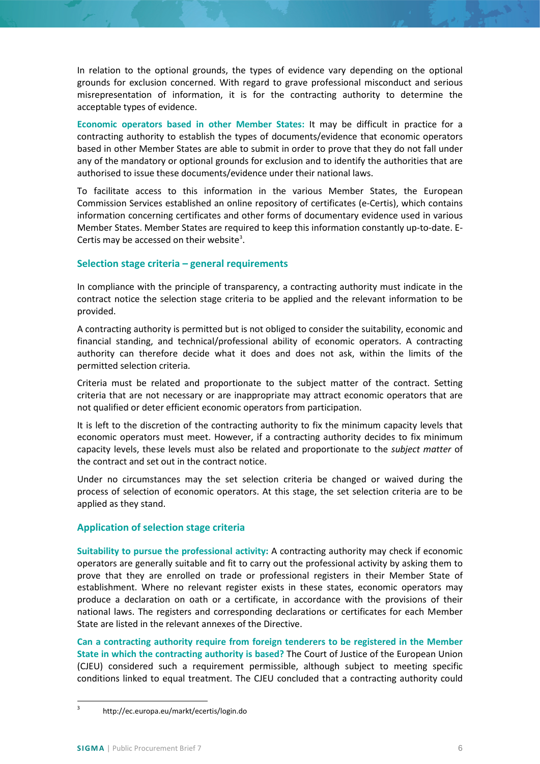In relation to the optional grounds, the types of evidence vary depending on the optional grounds for exclusion concerned. With regard to grave professional misconduct and serious misrepresentation of information, it is for the contracting authority to determine the acceptable types of evidence.

**Economic operators based in other Member States:** It may be difficult in practice for a contracting authority to establish the types of documents/evidence that economic operators based in other Member States are able to submit in order to prove that they do not fall under any of the mandatory or optional grounds for exclusion and to identify the authorities that are authorised to issue these documents/evidence under their national laws.

To facilitate access to this information in the various Member States, the European Commission Services established an online repository of certificates (e-Certis), which contains information concerning certificates and other forms of documentary evidence used in various Member States. Member States are required to keep this information constantly up-to-date. E-Certis may be accessed on their website[3].

### Selection stage criteria – general requirements

In compliance with the principle of transparency, a contracting authority must indicate in the contract notice the selection stage criteria to be applied and the relevant information to be provided.

A contracting authority is permitted but is not obliged to consider the suitability, economic and financial standing, and technical/professional ability of economic operators. A contracting authority can therefore decide what it does and does not ask, within the limits of the permitted selection criteria.

Criteria must be related and proportionate to the subject matter of the contract. Setting criteria that are not necessary or are inappropriate may attract economic operators that are not qualified or deter efficient economic operators from participation.

It is left to the discretion of the contracting authority to fix the minimum capacity levels that economic operators must meet. However, if a contracting authority decides to fix minimum capacity levels, these levels must also be related and proportionate to the *subject matter* of the contract and set out in the contract notice.

Under no circumstances may the set selection criteria be changed or waived during the process of selection of economic operators. At this stage, the set selection criteria are to be applied as they stand.

### Application of selection stage criteria

**Suitability to pursue the professional activity:** A contracting authority may check if economic operators are generally suitable and fit to carry out the professional activity by asking them to prove that they are enrolled on trade or professional registers in their Member State of establishment. Where no relevant register exists in these states, economic operators may produce a declaration on oath or a certificate, in accordance with the provisions of their national laws. The registers and corresponding declarations or certificates for each Member State are listed in the relevant annexes of the Directive.

**Can a contracting authority require from foreign tenderers to be registered in the Member State in which the contracting authority is based?** The Court of Justice of the European Union (CJEU) considered such a requirement permissible, although subject to meeting specific conditions linked to equal treatment. The CJEU concluded that a contracting authority could

---

[3] http://ec.europa.eu/markt/ecertis/login.do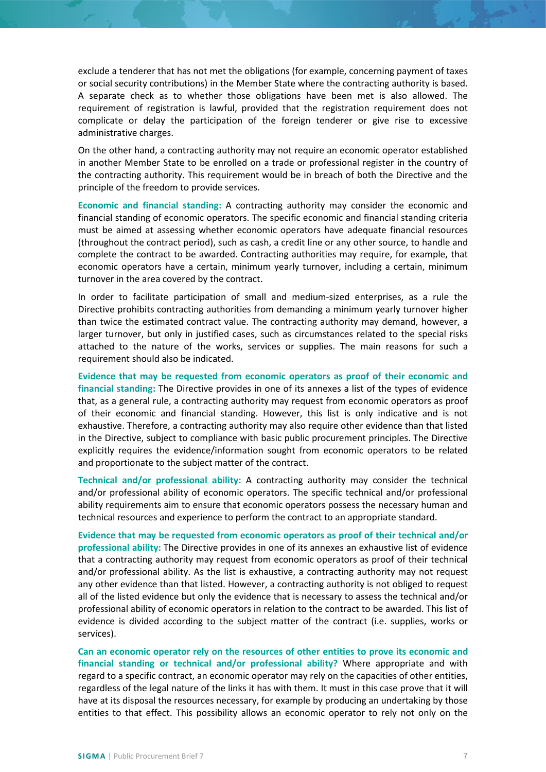exclude a tenderer that has not met the obligations (for example, concerning payment of taxes or social security contributions) in the Member State where the contracting authority is based. A separate check as to whether those obligations have been met is also allowed. The requirement of registration is lawful, provided that the registration requirement does not complicate or delay the participation of the foreign tenderer or give rise to excessive administrative charges.

On the other hand, a contracting authority may not require an economic operator established in another Member State to be enrolled on a trade or professional register in the country of the contracting authority. This requirement would be in breach of both the Directive and the principle of the freedom to provide services.

**Economic and financial standing:** A contracting authority may consider the economic and financial standing of economic operators. The specific economic and financial standing criteria must be aimed at assessing whether economic operators have adequate financial resources (throughout the contract period), such as cash, a credit line or any other source, to handle and complete the contract to be awarded. Contracting authorities may require, for example, that economic operators have a certain, minimum yearly turnover, including a certain, minimum turnover in the area covered by the contract.

In order to facilitate participation of small and medium-sized enterprises, as a rule the Directive prohibits contracting authorities from demanding a minimum yearly turnover higher than twice the estimated contract value. The contracting authority may demand, however, a larger turnover, but only in justified cases, such as circumstances related to the special risks attached to the nature of the works, services or supplies. The main reasons for such a requirement should also be indicated.

**Evidence that may be requested from economic operators as proof of their economic and financial standing:** The Directive provides in one of its annexes a list of the types of evidence that, as a general rule, a contracting authority may request from economic operators as proof of their economic and financial standing. However, this list is only indicative and is not exhaustive. Therefore, a contracting authority may also require other evidence than that listed in the Directive, subject to compliance with basic public procurement principles. The Directive explicitly requires the evidence/information sought from economic operators to be related and proportionate to the subject matter of the contract.

**Technical and/or professional ability:** A contracting authority may consider the technical and/or professional ability of economic operators. The specific technical and/or professional ability requirements aim to ensure that economic operators possess the necessary human and technical resources and experience to perform the contract to an appropriate standard.

**Evidence that may be requested from economic operators as proof of their technical and/or professional ability:** The Directive provides in one of its annexes an exhaustive list of evidence that a contracting authority may request from economic operators as proof of their technical and/or professional ability. As the list is exhaustive, a contracting authority may not request any other evidence than that listed. However, a contracting authority is not obliged to request all of the listed evidence but only the evidence that is necessary to assess the technical and/or professional ability of economic operators in relation to the contract to be awarded. This list of evidence is divided according to the subject matter of the contract (i.e. supplies, works or services).

**Can an economic operator rely on the resources of other entities to prove its economic and financial standing or technical and/or professional ability?** Where appropriate and with regard to a specific contract, an economic operator may rely on the capacities of other entities, regardless of the legal nature of the links it has with them. It must in this case prove that it will have at its disposal the resources necessary, for example by producing an undertaking by those entities to that effect. This possibility allows an economic operator to rely not only on the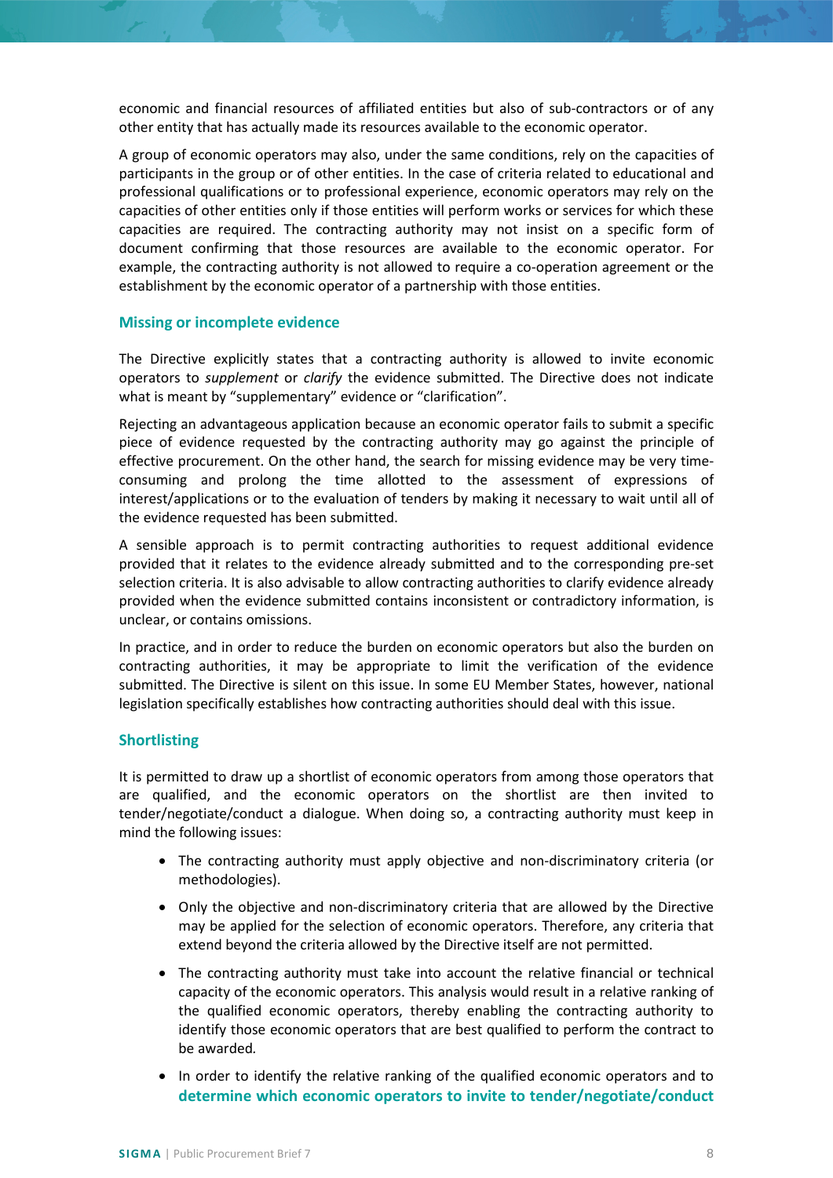economic and financial resources of affiliated entities but also of sub-contractors or of any other entity that has actually made its resources available to the economic operator.

A group of economic operators may also, under the same conditions, rely on the capacities of participants in the group or of other entities. In the case of criteria related to educational and professional qualifications or to professional experience, economic operators may rely on the capacities of other entities only if those entities will perform works or services for which these capacities are required. The contracting authority may not insist on a specific form of document confirming that those resources are available to the economic operator. For example, the contracting authority is not allowed to require a co-operation agreement or the establishment by the economic operator of a partnership with those entities.

### Missing or incomplete evidence

The Directive explicitly states that a contracting authority is allowed to invite economic operators to *supplement* or *clarify* the evidence submitted. The Directive does not indicate what is meant by "supplementary" evidence or "clarification".

Rejecting an advantageous application because an economic operator fails to submit a specific piece of evidence requested by the contracting authority may go against the principle of effective procurement. On the other hand, the search for missing evidence may be very time-consuming and prolong the time allotted to the assessment of expressions of interest/applications or to the evaluation of tenders by making it necessary to wait until all of the evidence requested has been submitted.

A sensible approach is to permit contracting authorities to request additional evidence provided that it relates to the evidence already submitted and to the corresponding pre-set selection criteria. It is also advisable to allow contracting authorities to clarify evidence already provided when the evidence submitted contains inconsistent or contradictory information, is unclear, or contains omissions.

In practice, and in order to reduce the burden on economic operators but also the burden on contracting authorities, it may be appropriate to limit the verification of the evidence submitted. The Directive is silent on this issue. In some EU Member States, however, national legislation specifically establishes how contracting authorities should deal with this issue.

### Shortlisting

It is permitted to draw up a shortlist of economic operators from among those operators that are qualified, and the economic operators on the shortlist are then invited to tender/negotiate/conduct a dialogue. When doing so, a contracting authority must keep in mind the following issues:

- The contracting authority must apply objective and non-discriminatory criteria (or methodologies).
- Only the objective and non-discriminatory criteria that are allowed by the Directive may be applied for the selection of economic operators. Therefore, any criteria that extend beyond the criteria allowed by the Directive itself are not permitted.
- The contracting authority must take into account the relative financial or technical capacity of the economic operators. This analysis would result in a relative ranking of the qualified economic operators, thereby enabling the contracting authority to identify those economic operators that are best qualified to perform the contract to be awarded.
- In order to identify the relative ranking of the qualified economic operators and to **determine which economic operators to invite to tender/negotiate/conduct**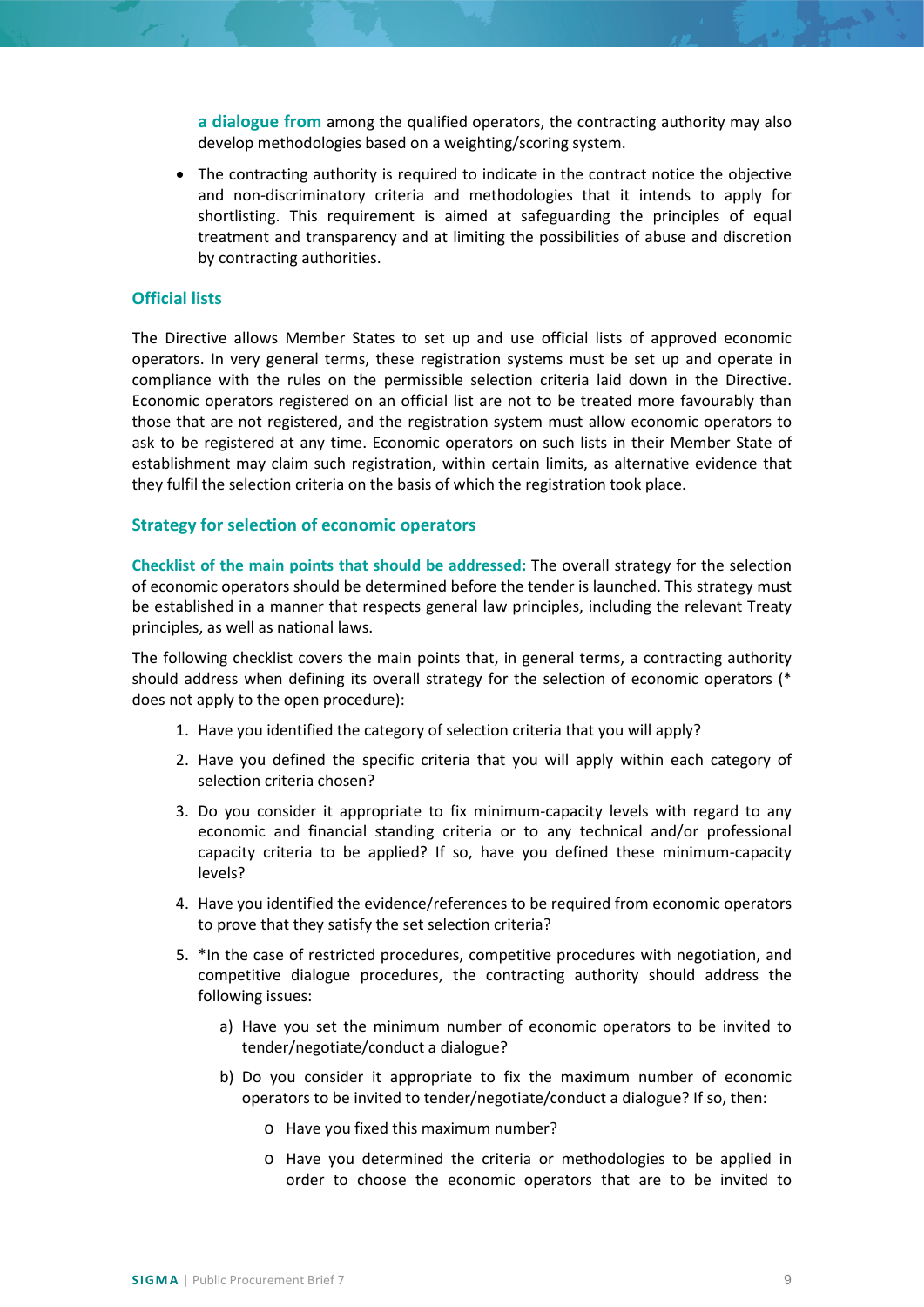**a dialogue from** among the qualified operators, the contracting authority may also develop methodologies based on a weighting/scoring system.

- The contracting authority is required to indicate in the contract notice the objective and non-discriminatory criteria and methodologies that it intends to apply for shortlisting. This requirement is aimed at safeguarding the principles of equal treatment and transparency and at limiting the possibilities of abuse and discretion by contracting authorities.

### Official lists

The Directive allows Member States to set up and use official lists of approved economic operators. In very general terms, these registration systems must be set up and operate in compliance with the rules on the permissible selection criteria laid down in the Directive. Economic operators registered on an official list are not to be treated more favourably than those that are not registered, and the registration system must allow economic operators to ask to be registered at any time. Economic operators on such lists in their Member State of establishment may claim such registration, within certain limits, as alternative evidence that they fulfil the selection criteria on the basis of which the registration took place.

### Strategy for selection of economic operators

**Checklist of the main points that should be addressed:** The overall strategy for the selection of economic operators should be determined before the tender is launched. This strategy must be established in a manner that respects general law principles, including the relevant Treaty principles, as well as national laws.

The following checklist covers the main points that, in general terms, a contracting authority should address when defining its overall strategy for the selection of economic operators (* does not apply to the open procedure):

1. Have you identified the category of selection criteria that you will apply?
2. Have you defined the specific criteria that you will apply within each category of selection criteria chosen?
3. Do you consider it appropriate to fix minimum-capacity levels with regard to any economic and financial standing criteria or to any technical and/or professional capacity criteria to be applied? If so, have you defined these minimum-capacity levels?
4. Have you identified the evidence/references to be required from economic operators to prove that they satisfy the set selection criteria?
5. *In the case of restricted procedures, competitive procedures with negotiation, and competitive dialogue procedures, the contracting authority should address the following issues:
   a) Have you set the minimum number of economic operators to be invited to tender/negotiate/conduct a dialogue?
   b) Do you consider it appropriate to fix the maximum number of economic operators to be invited to tender/negotiate/conduct a dialogue? If so, then:
      - Have you fixed this maximum number?
      - Have you determined the criteria or methodologies to be applied in order to choose the economic operators that are to be invited to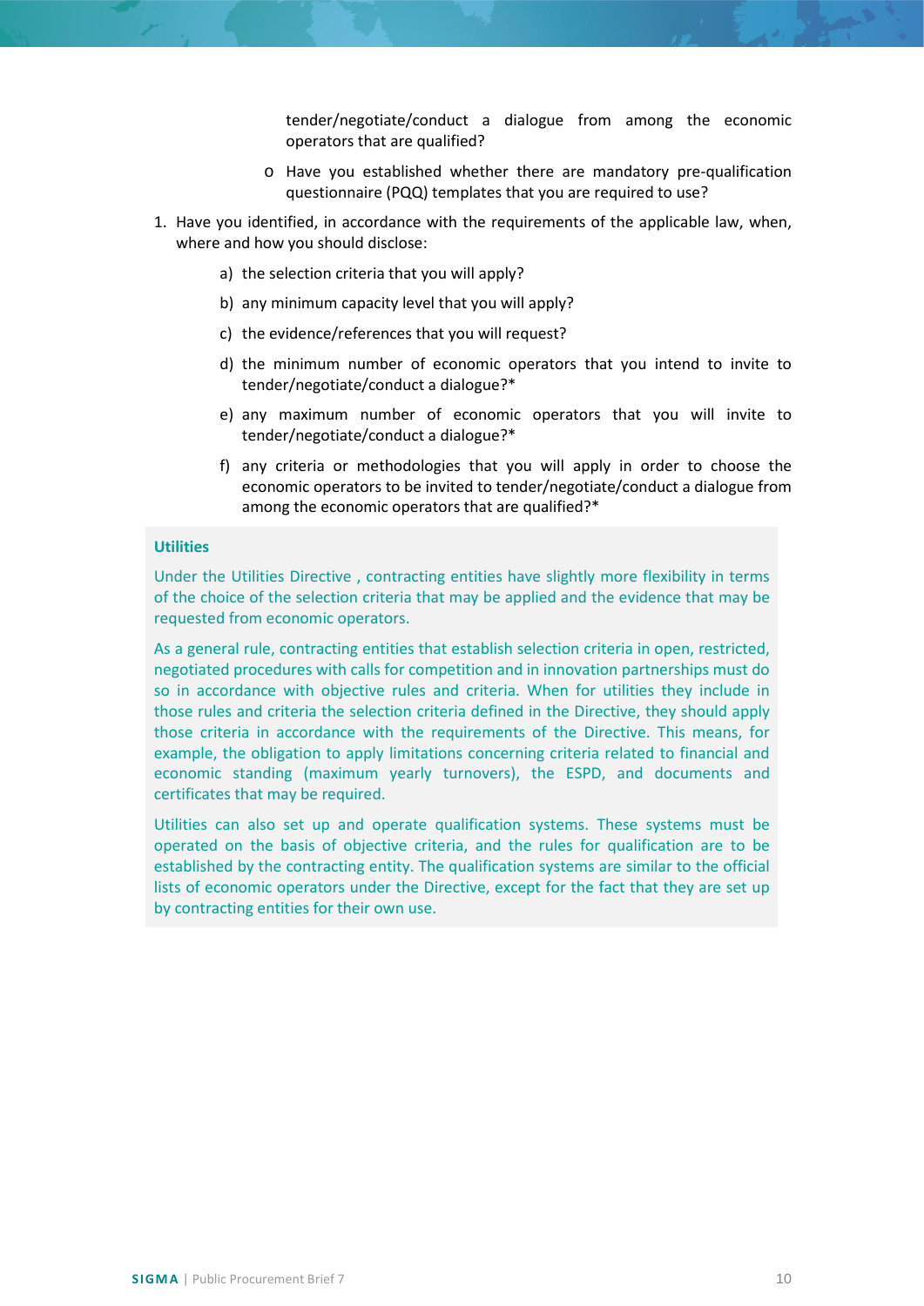tender/negotiate/conduct a dialogue from among the economic operators that are qualified?

- Have you established whether there are mandatory pre-qualification questionnaire (PQQ) templates that you are required to use?

1. Have you identified, in accordance with the requirements of the applicable law, when, where and how you should disclose:

   a) the selection criteria that you will apply?

   b) any minimum capacity level that you will apply?

   c) the evidence/references that you will request?

   d) the minimum number of economic operators that you intend to invite to tender/negotiate/conduct a dialogue?*

   e) any maximum number of economic operators that you will invite to tender/negotiate/conduct a dialogue?*

   f) any criteria or methodologies that you will apply in order to choose the economic operators to be invited to tender/negotiate/conduct a dialogue from among the economic operators that are qualified?*

**Utilities**

Under the Utilities Directive , contracting entities have slightly more flexibility in terms of the choice of the selection criteria that may be applied and the evidence that may be requested from economic operators.

As a general rule, contracting entities that establish selection criteria in open, restricted, negotiated procedures with calls for competition and in innovation partnerships must do so in accordance with objective rules and criteria. When for utilities they include in those rules and criteria the selection criteria defined in the Directive, they should apply those criteria in accordance with the requirements of the Directive. This means, for example, the obligation to apply limitations concerning criteria related to financial and economic standing (maximum yearly turnovers), the ESPD, and documents and certificates that may be required.

Utilities can also set up and operate qualification systems. These systems must be operated on the basis of objective criteria, and the rules for qualification are to be established by the contracting entity. The qualification systems are similar to the official lists of economic operators under the Directive, except for the fact that they are set up by contracting entities for their own use.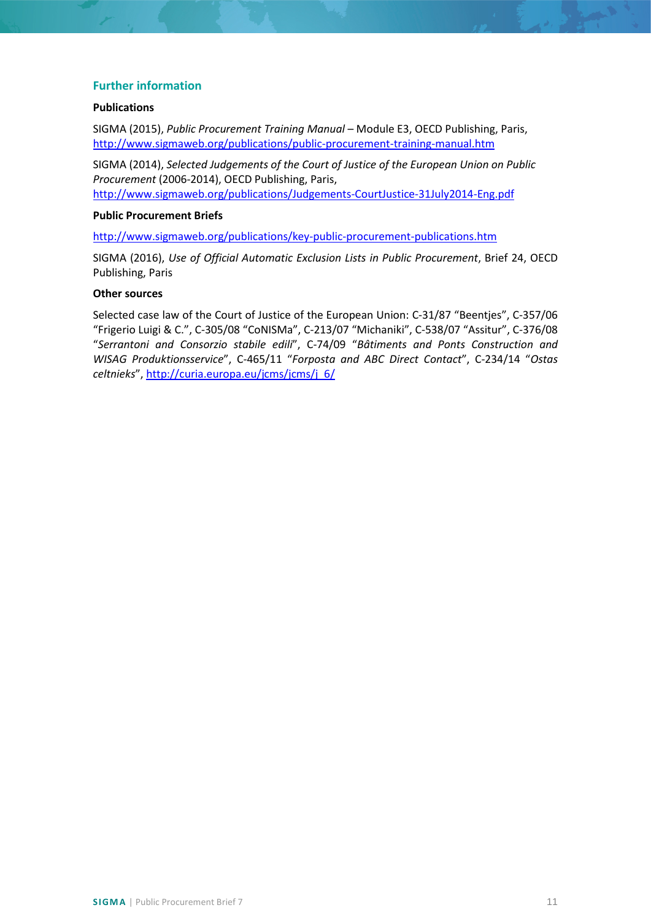## Further information

### Publications

SIGMA (2015), *Public Procurement Training Manual* – Module E3, OECD Publishing, Paris, http://www.sigmaweb.org/publications/public-procurement-training-manual.htm

SIGMA (2014), *Selected Judgements of the Court of Justice of the European Union on Public Procurement* (2006-2014), OECD Publishing, Paris, http://www.sigmaweb.org/publications/Judgements-CourtJustice-31July2014-Eng.pdf

### Public Procurement Briefs

http://www.sigmaweb.org/publications/key-public-procurement-publications.htm

SIGMA (2016), *Use of Official Automatic Exclusion Lists in Public Procurement*, Brief 24, OECD Publishing, Paris

### Other sources

Selected case law of the Court of Justice of the European Union: C-31/87 "Beentjes", C-357/06 "Frigerio Luigi & C.", C-305/08 "CoNISMa", C-213/07 "Michaniki", C-538/07 "Assitur", C-376/08 "*Serrantoni and Consorzio stabile edili*", C-74/09 "*Bâtiments and Ponts Construction and WISAG Produktionsservice*", C-465/11 "*Forposta and ABC Direct Contact*", C-234/14 "*Ostas celtnieks*", http://curia.europa.eu/jcms/jcms/j_6/